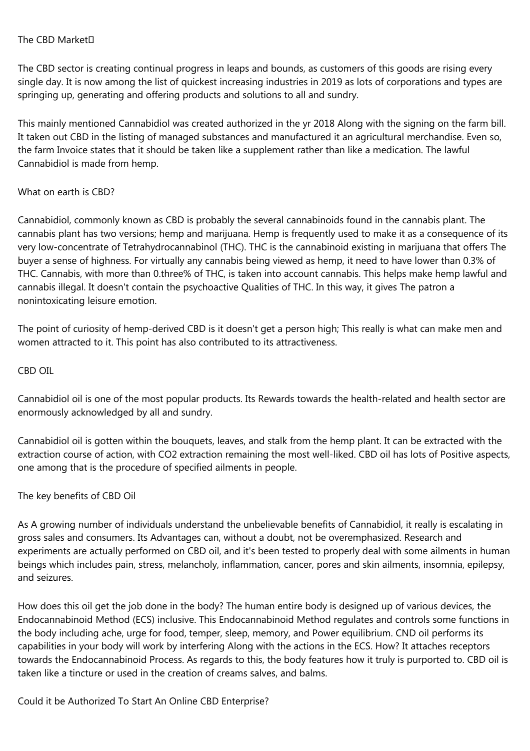## The CBD Market

The CBD sector is creating continual progress in leaps and bounds, as customers of this goods are rising every single day. It is now among the list of quickest increasing industries in 2019 as lots of corporations and types are springing up, generating and offering products and solutions to all and sundry.

This mainly mentioned Cannabidiol was created authorized in the yr 2018 Along with the signing on the farm bill. It taken out CBD in the listing of managed substances and manufactured it an agricultural merchandise. Even so, the farm Invoice states that it should be taken like a supplement rather than like a medication. The lawful Cannabidiol is made from hemp.

## What on earth is CBD?

Cannabidiol, commonly known as CBD is probably the several cannabinoids found in the cannabis plant. The cannabis plant has two versions; hemp and marijuana. Hemp is frequently used to make it as a consequence of its very low-concentrate of Tetrahydrocannabinol (THC). THC is the cannabinoid existing in marijuana that offers The buyer a sense of highness. For virtually any cannabis being viewed as hemp, it need to have lower than 0.3% of THC. Cannabis, with more than 0.three% of THC, is taken into account cannabis. This helps make hemp lawful and cannabis illegal. It doesn't contain the psychoactive Qualities of THC. In this way, it gives The patron a nonintoxicating leisure emotion.

The point of curiosity of hemp-derived CBD is it doesn't get a person high; This really is what can make men and women attracted to it. This point has also contributed to its attractiveness.

## CBD OIL

Cannabidiol oil is one of the most popular products. Its Rewards towards the health-related and health sector are enormously acknowledged by all and sundry.

Cannabidiol oil is gotten within the bouquets, leaves, and stalk from the hemp plant. It can be extracted with the extraction course of action, with CO2 extraction remaining the most well-liked. CBD oil has lots of Positive aspects, one among that is the procedure of specified ailments in people.

## The key benefits of CBD Oil

As A growing number of individuals understand the unbelievable benefits of Cannabidiol, it really is escalating in gross sales and consumers. Its Advantages can, without a doubt, not be overemphasized. Research and experiments are actually performed on CBD oil, and it's been tested to properly deal with some ailments in human beings which includes pain, stress, melancholy, inflammation, cancer, pores and skin ailments, insomnia, epilepsy, and seizures.

How does this oil get the job done in the body? The human entire body is designed up of various devices, the Endocannabinoid Method (ECS) inclusive. This Endocannabinoid Method regulates and controls some functions in the body including ache, urge for food, temper, sleep, memory, and Power equilibrium. CND oil performs its capabilities in your body will work by interfering Along with the actions in the ECS. How? It attaches receptors towards the Endocannabinoid Process. As regards to this, the body features how it truly is purported to. CBD oil is taken like a tincture or used in the creation of creams salves, and balms.

## Could it be Authorized To Start An Online CBD Enterprise?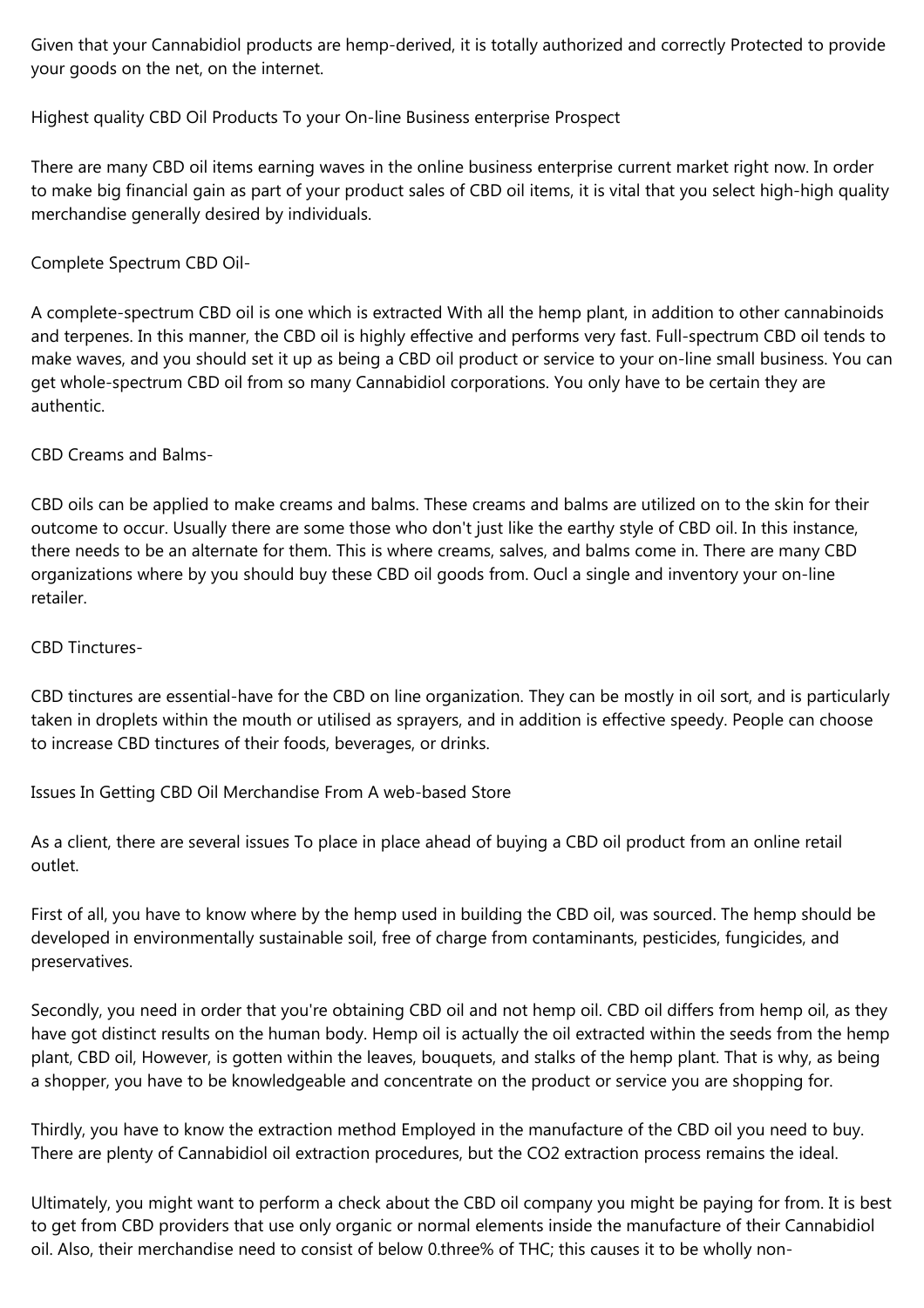Given that your Cannabidiol products are hemp-derived, it is totally authorized and correctly Protected to provide your goods on the net, on the internet.

Highest quality CBD Oil Products To your On-line Business enterprise Prospect

There are many CBD oil items earning waves in the online business enterprise current market right now. In order to make big financial gain as part of your product sales of CBD oil items, it is vital that you select high-high quality merchandise generally desired by individuals.

Complete Spectrum CBD Oil-

A complete-spectrum CBD oil is one which is extracted With all the hemp plant, in addition to other cannabinoids and terpenes. In this manner, the CBD oil is highly effective and performs very fast. Full-spectrum CBD oil tends to make waves, and you should set it up as being a CBD oil product or service to your on-line small business. You can get whole-spectrum CBD oil from so many Cannabidiol corporations. You only have to be certain they are authentic.

CBD Creams and Balms-

CBD oils can be applied to make creams and balms. These creams and balms are utilized on to the skin for their outcome to occur. Usually there are some those who don't just like the earthy style of CBD oil. In this instance, there needs to be an alternate for them. This is where creams, salves, and balms come in. There are many CBD organizations where by you should buy these CBD oil goods from. Oucl a single and inventory your on-line retailer.

CBD Tinctures-

CBD tinctures are essential-have for the CBD on line organization. They can be mostly in oil sort, and is particularly taken in droplets within the mouth or utilised as sprayers, and in addition is effective speedy. People can choose to increase CBD tinctures of their foods, beverages, or drinks.

Issues In Getting CBD Oil Merchandise From A web-based Store

As a client, there are several issues To place in place ahead of buying a CBD oil product from an online retail outlet.

First of all, you have to know where by the hemp used in building the CBD oil, was sourced. The hemp should be developed in environmentally sustainable soil, free of charge from contaminants, pesticides, fungicides, and preservatives.

Secondly, you need in order that you're obtaining CBD oil and not hemp oil. CBD oil differs from hemp oil, as they have got distinct results on the human body. Hemp oil is actually the oil extracted within the seeds from the hemp plant, CBD oil, However, is gotten within the leaves, bouquets, and stalks of the hemp plant. That is why, as being a shopper, you have to be knowledgeable and concentrate on the product or service you are shopping for.

Thirdly, you have to know the extraction method Employed in the manufacture of the CBD oil you need to buy. There are plenty of Cannabidiol oil extraction procedures, but the $CO_2$ extraction process remains the ideal.

Ultimately, you might want to perform a check about the CBD oil company you might be paying for from. It is best to get from CBD providers that use only organic or normal elements inside the manufacture of their Cannabidiol oil. Also, their merchandise need to consist of below 0.three% of THC; this causes it to be wholly non-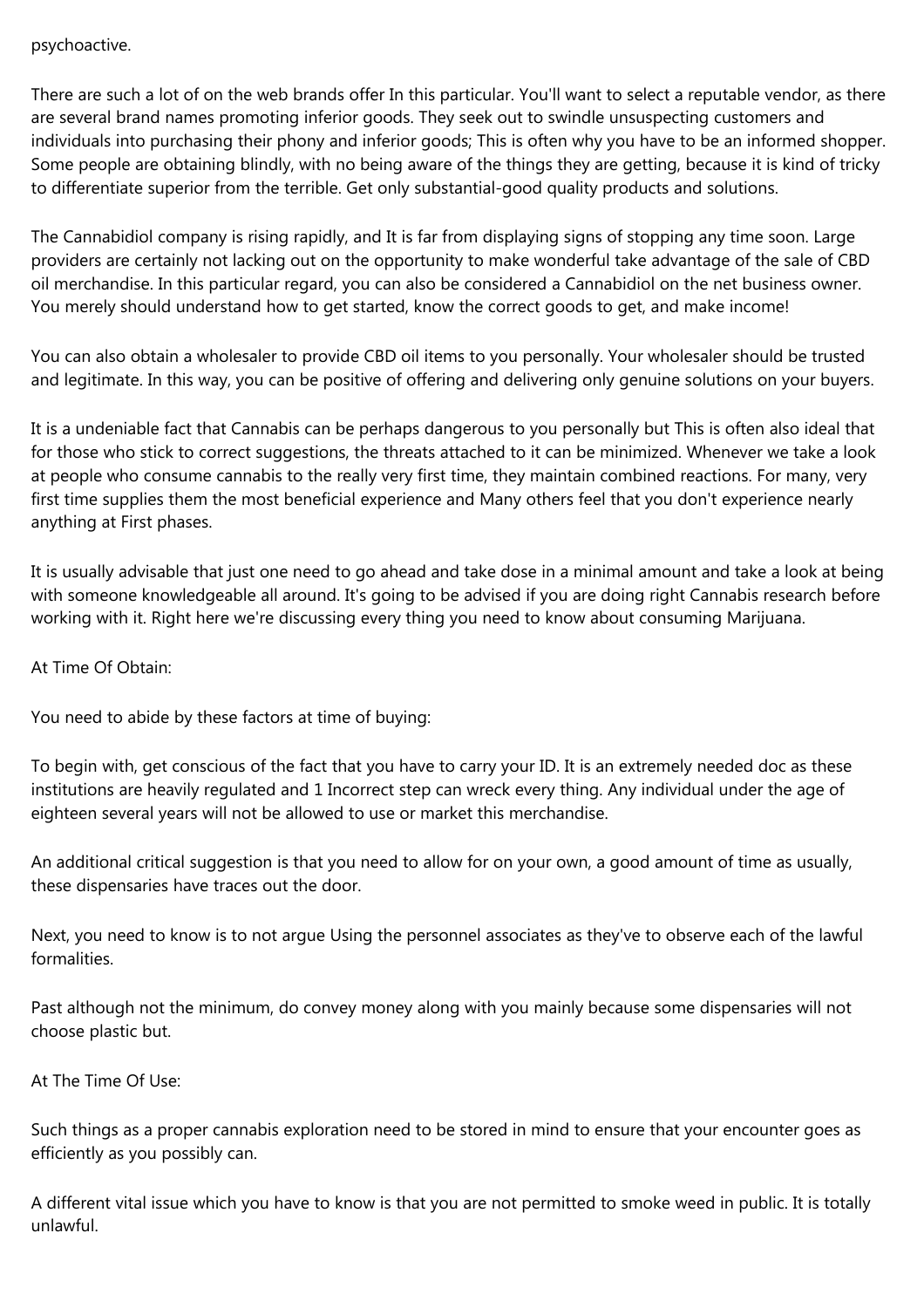psychoactive.

There are such a lot of on the web brands offer In this particular. You'll want to select a reputable vendor, as there are several brand names promoting inferior goods. They seek out to swindle unsuspecting customers and individuals into purchasing their phony and inferior goods; This is often why you have to be an informed shopper. Some people are obtaining blindly, with no being aware of the things they are getting, because it is kind of tricky to differentiate superior from the terrible. Get only substantial-good quality products and solutions.

The Cannabidiol company is rising rapidly, and It is far from displaying signs of stopping any time soon. Large providers are certainly not lacking out on the opportunity to make wonderful take advantage of the sale of CBD oil merchandise. In this particular regard, you can also be considered a Cannabidiol on the net business owner. You merely should understand how to get started, know the correct goods to get, and make income!

You can also obtain a wholesaler to provide CBD oil items to you personally. Your wholesaler should be trusted and legitimate. In this way, you can be positive of offering and delivering only genuine solutions on your buyers.

It is a undeniable fact that Cannabis can be perhaps dangerous to you personally but This is often also ideal that for those who stick to correct suggestions, the threats attached to it can be minimized. Whenever we take a look at people who consume cannabis to the really very first time, they maintain combined reactions. For many, very first time supplies them the most beneficial experience and Many others feel that you don't experience nearly anything at First phases.

It is usually advisable that just one need to go ahead and take dose in a minimal amount and take a look at being with someone knowledgeable all around. It's going to be advised if you are doing right Cannabis research before working with it. Right here we're discussing every thing you need to know about consuming Marijuana.

At Time Of Obtain:

You need to abide by these factors at time of buying:

To begin with, get conscious of the fact that you have to carry your ID. It is an extremely needed doc as these institutions are heavily regulated and 1 Incorrect step can wreck every thing. Any individual under the age of eighteen several years will not be allowed to use or market this merchandise.

An additional critical suggestion is that you need to allow for on your own, a good amount of time as usually, these dispensaries have traces out the door.

Next, you need to know is to not argue Using the personnel associates as they've to observe each of the lawful formalities.

Past although not the minimum, do convey money along with you mainly because some dispensaries will not choose plastic but.

At The Time Of Use:

Such things as a proper cannabis exploration need to be stored in mind to ensure that your encounter goes as efficiently as you possibly can.

A different vital issue which you have to know is that you are not permitted to smoke weed in public. It is totally unlawful.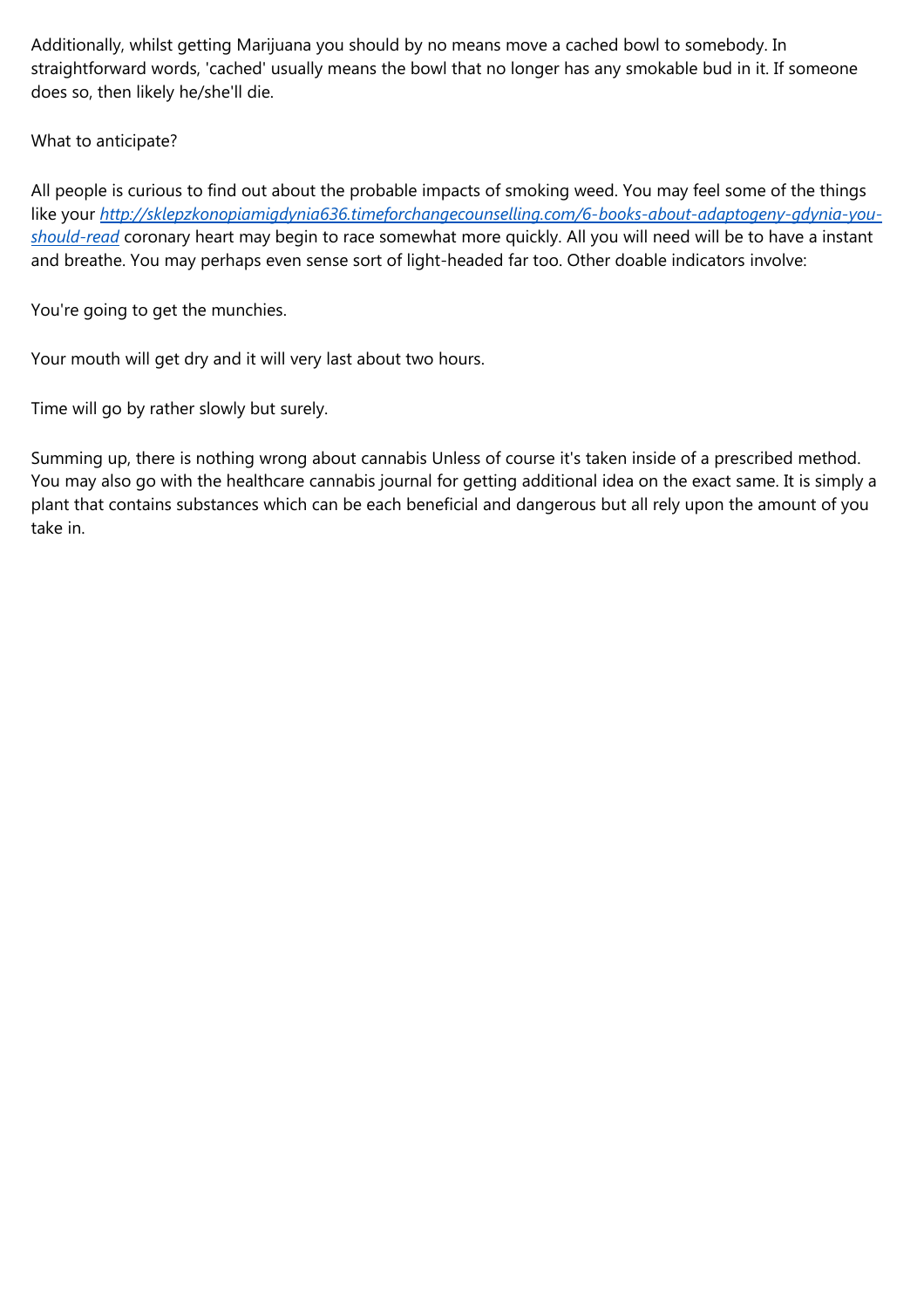Additionally, whilst getting Marijuana you should by no means move a cached bowl to somebody. In straightforward words, 'cached' usually means the bowl that no longer has any smokable bud in it. If someone does so, then likely he/she'll die.

What to anticipate?

All people is curious to find out about the probable impacts of smoking weed. You may feel some of the things like your [http://sklepzkonopiamigdynia636.timeforchangecounselling.com/6-books-about-adaptogeny-gdynia-you-should-read](http://sklepzkonopiamigdynia636.timeforchangecounselling.com/6-books-about-adaptogeny-gdynia-you-should-read) coronary heart may begin to race somewhat more quickly. All you will need will be to have a instant and breathe. You may perhaps even sense sort of light-headed far too. Other doable indicators involve:

You're going to get the munchies.

Your mouth will get dry and it will very last about two hours.

Time will go by rather slowly but surely.

Summing up, there is nothing wrong about cannabis Unless of course it's taken inside of a prescribed method. You may also go with the healthcare cannabis journal for getting additional idea on the exact same. It is simply a plant that contains substances which can be each beneficial and dangerous but all rely upon the amount of you take in.